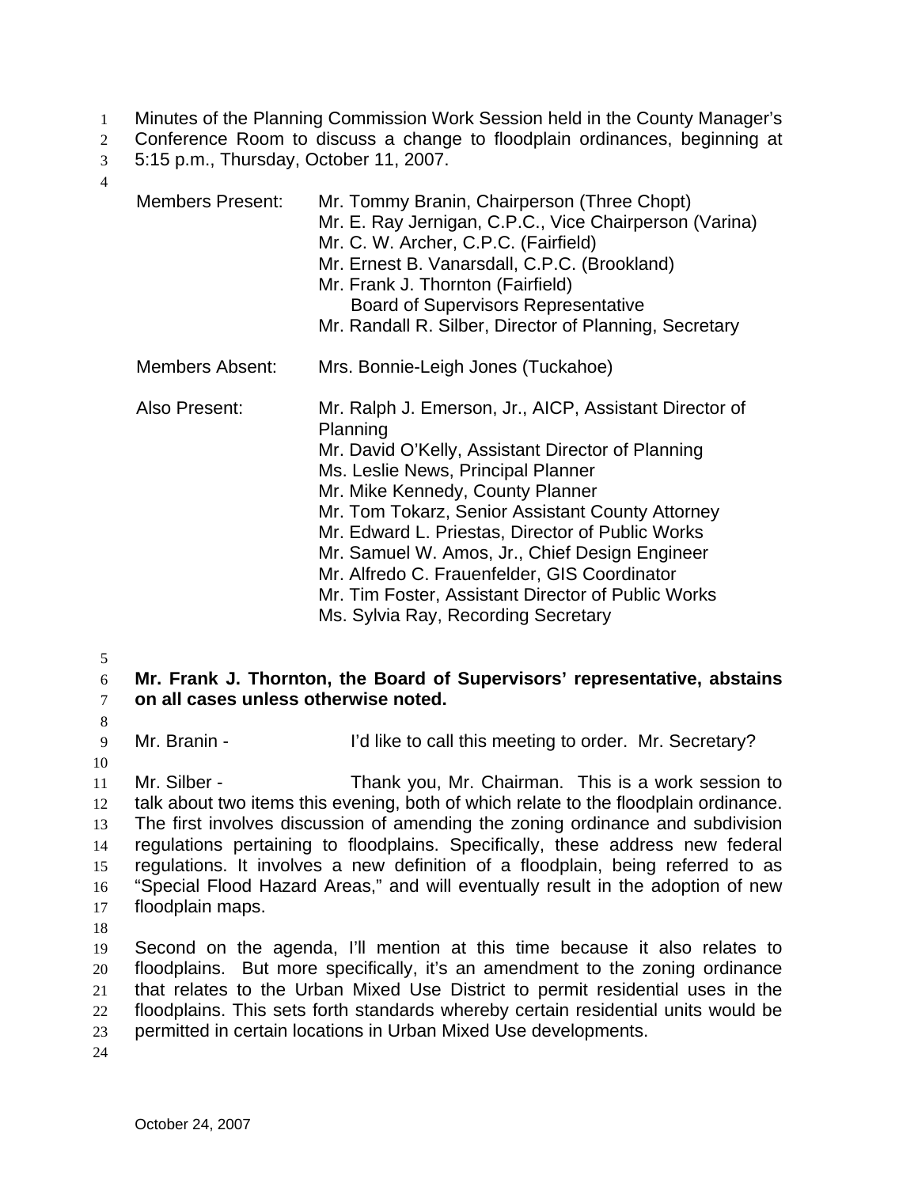Minutes of the Planning Commission Work Session held in the County Manager's Conference Room to discuss a change to floodplain ordinances, beginning at 5:15 p.m., Thursday, October 11, 2007.

| | |
|---|---|
| Members Present: | Mr. Tommy Branin, Chairperson (Three Chopt)<br>Mr. E. Ray Jernigan, C.P.C., Vice Chairperson (Varina)<br>Mr. C. W. Archer, C.P.C. (Fairfield)<br>Mr. Ernest B. Vanarsdall, C.P.C. (Brookland)<br>Mr. Frank J. Thornton (Fairfield)<br>Board of Supervisors Representative<br>Mr. Randall R. Silber, Director of Planning, Secretary |
| Members Absent: | Mrs. Bonnie-Leigh Jones (Tuckahoe) |
| Also Present: | Mr. Ralph J. Emerson, Jr., AICP, Assistant Director of Planning<br>Mr. David O'Kelly, Assistant Director of Planning<br>Ms. Leslie News, Principal Planner<br>Mr. Mike Kennedy, County Planner<br>Mr. Tom Tokarz, Senior Assistant County Attorney<br>Mr. Edward L. Priestas, Director of Public Works<br>Mr. Samuel W. Amos, Jr., Chief Design Engineer<br>Mr. Alfredo C. Frauenfelder, GIS Coordinator<br>Mr. Tim Foster, Assistant Director of Public Works<br>Ms. Sylvia Ray, Recording Secretary |

**Mr. Frank J. Thornton, the Board of Supervisors' representative, abstains on all cases unless otherwise noted.**

Mr. Branin - I'd like to call this meeting to order. Mr. Secretary?

Mr. Silber - Thank you, Mr. Chairman. This is a work session to talk about two items this evening, both of which relate to the floodplain ordinance. The first involves discussion of amending the zoning ordinance and subdivision regulations pertaining to floodplains. Specifically, these address new federal regulations. It involves a new definition of a floodplain, being referred to as "Special Flood Hazard Areas," and will eventually result in the adoption of new floodplain maps.

Second on the agenda, I'll mention at this time because it also relates to floodplains. But more specifically, it's an amendment to the zoning ordinance that relates to the Urban Mixed Use District to permit residential uses in the floodplains. This sets forth standards whereby certain residential units would be permitted in certain locations in Urban Mixed Use developments.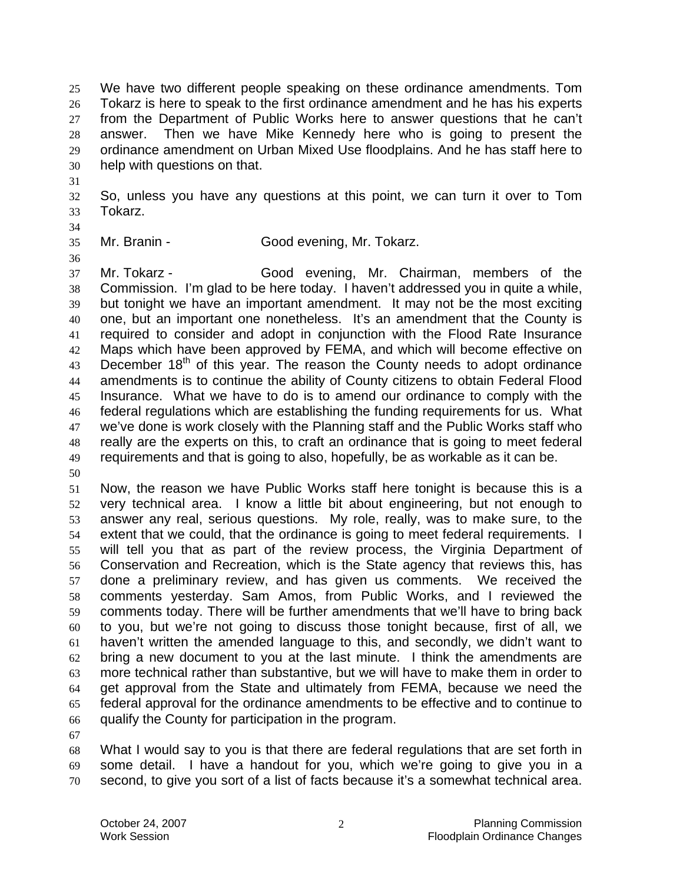We have two different people speaking on these ordinance amendments. Tom Tokarz is here to speak to the first ordinance amendment and he has his experts from the Department of Public Works here to answer questions that he can't answer. Then we have Mike Kennedy here who is going to present the ordinance amendment on Urban Mixed Use floodplains. And he has staff here to help with questions on that.

So, unless you have any questions at this point, we can turn it over to Tom Tokarz.

Mr. Branin - Good evening, Mr. Tokarz.

Mr. Tokarz - Good evening, Mr. Chairman, members of the Commission. I'm glad to be here today. I haven't addressed you in quite a while, but tonight we have an important amendment. It may not be the most exciting one, but an important one nonetheless. It's an amendment that the County is required to consider and adopt in conjunction with the Flood Rate Insurance Maps which have been approved by FEMA, and which will become effective on December 18th of this year. The reason the County needs to adopt ordinance amendments is to continue the ability of County citizens to obtain Federal Flood Insurance. What we have to do is to amend our ordinance to comply with the federal regulations which are establishing the funding requirements for us. What we've done is work closely with the Planning staff and the Public Works staff who really are the experts on this, to craft an ordinance that is going to meet federal requirements and that is going to also, hopefully, be as workable as it can be.

Now, the reason we have Public Works staff here tonight is because this is a very technical area. I know a little bit about engineering, but not enough to answer any real, serious questions. My role, really, was to make sure, to the extent that we could, that the ordinance is going to meet federal requirements. I will tell you that as part of the review process, the Virginia Department of Conservation and Recreation, which is the State agency that reviews this, has done a preliminary review, and has given us comments. We received the comments yesterday. Sam Amos, from Public Works, and I reviewed the comments today. There will be further amendments that we'll have to bring back to you, but we're not going to discuss those tonight because, first of all, we haven't written the amended language to this, and secondly, we didn't want to bring a new document to you at the last minute. I think the amendments are more technical rather than substantive, but we will have to make them in order to get approval from the State and ultimately from FEMA, because we need the federal approval for the ordinance amendments to be effective and to continue to qualify the County for participation in the program.

What I would say to you is that there are federal regulations that are set forth in some detail. I have a handout for you, which we're going to give you in a second, to give you sort of a list of facts because it's a somewhat technical area.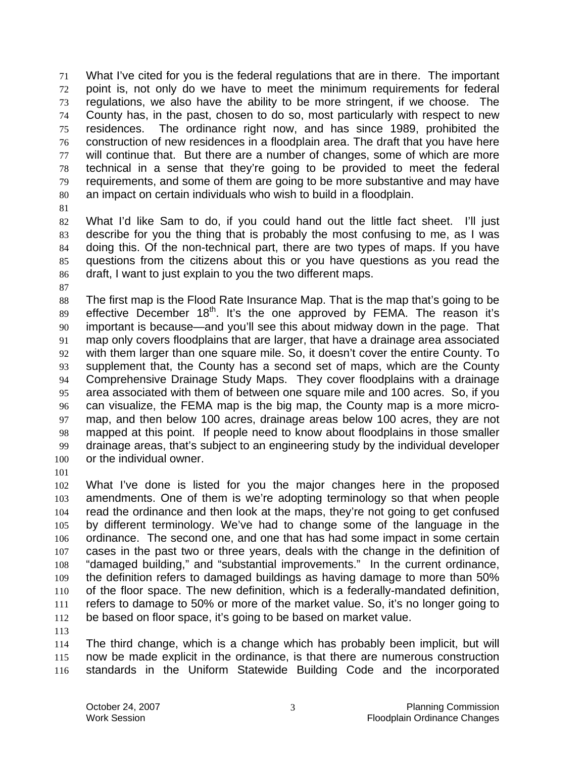What I've cited for you is the federal regulations that are in there. The important point is, not only do we have to meet the minimum requirements for federal regulations, we also have the ability to be more stringent, if we choose. The County has, in the past, chosen to do so, most particularly with respect to new residences. The ordinance right now, and has since 1989, prohibited the construction of new residences in a floodplain area. The draft that you have here will continue that. But there are a number of changes, some of which are more technical in a sense that they're going to be provided to meet the federal requirements, and some of them are going to be more substantive and may have an impact on certain individuals who wish to build in a floodplain.

What I'd like Sam to do, if you could hand out the little fact sheet. I'll just describe for you the thing that is probably the most confusing to me, as I was doing this. Of the non-technical part, there are two types of maps. If you have questions from the citizens about this or you have questions as you read the draft, I want to just explain to you the two different maps.

The first map is the Flood Rate Insurance Map. That is the map that's going to be effective December 18th. It's the one approved by FEMA. The reason it's important is because—and you'll see this about midway down in the page. That map only covers floodplains that are larger, that have a drainage area associated with them larger than one square mile. So, it doesn't cover the entire County. To supplement that, the County has a second set of maps, which are the County Comprehensive Drainage Study Maps. They cover floodplains with a drainage area associated with them of between one square mile and 100 acres. So, if you can visualize, the FEMA map is the big map, the County map is a more micro-map, and then below 100 acres, drainage areas below 100 acres, they are not mapped at this point. If people need to know about floodplains in those smaller drainage areas, that's subject to an engineering study by the individual developer or the individual owner.

What I've done is listed for you the major changes here in the proposed amendments. One of them is we're adopting terminology so that when people read the ordinance and then look at the maps, they're not going to get confused by different terminology. We've had to change some of the language in the ordinance. The second one, and one that has had some impact in some certain cases in the past two or three years, deals with the change in the definition of "damaged building," and "substantial improvements." In the current ordinance, the definition refers to damaged buildings as having damage to more than 50% of the floor space. The new definition, which is a federally-mandated definition, refers to damage to 50% or more of the market value. So, it's no longer going to be based on floor space, it's going to be based on market value.

The third change, which is a change which has probably been implicit, but will now be made explicit in the ordinance, is that there are numerous construction standards in the Uniform Statewide Building Code and the incorporated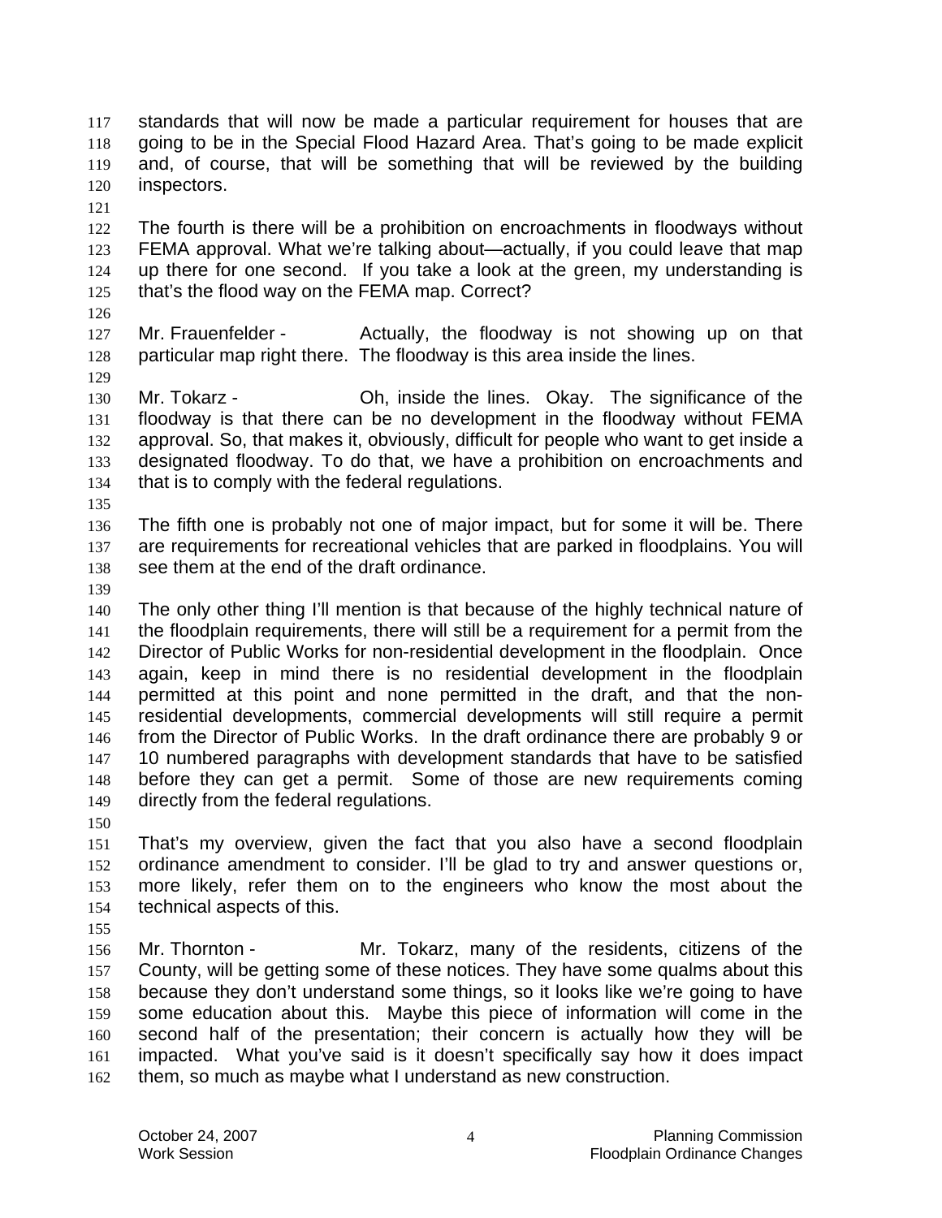standards that will now be made a particular requirement for houses that are going to be in the Special Flood Hazard Area. That's going to be made explicit and, of course, that will be something that will be reviewed by the building inspectors.

The fourth is there will be a prohibition on encroachments in floodways without FEMA approval. What we're talking about—actually, if you could leave that map up there for one second. If you take a look at the green, my understanding is that's the flood way on the FEMA map. Correct?

Mr. Frauenfelder - Actually, the floodway is not showing up on that particular map right there. The floodway is this area inside the lines.

Mr. Tokarz - Oh, inside the lines. Okay. The significance of the floodway is that there can be no development in the floodway without FEMA approval. So, that makes it, obviously, difficult for people who want to get inside a designated floodway. To do that, we have a prohibition on encroachments and that is to comply with the federal regulations.

The fifth one is probably not one of major impact, but for some it will be. There are requirements for recreational vehicles that are parked in floodplains. You will see them at the end of the draft ordinance.

The only other thing I'll mention is that because of the highly technical nature of the floodplain requirements, there will still be a requirement for a permit from the Director of Public Works for non-residential development in the floodplain. Once again, keep in mind there is no residential development in the floodplain permitted at this point and none permitted in the draft, and that the non-residential developments, commercial developments will still require a permit from the Director of Public Works. In the draft ordinance there are probably 9 or 10 numbered paragraphs with development standards that have to be satisfied before they can get a permit. Some of those are new requirements coming directly from the federal regulations.

That's my overview, given the fact that you also have a second floodplain ordinance amendment to consider. I'll be glad to try and answer questions or, more likely, refer them on to the engineers who know the most about the technical aspects of this.

Mr. Thornton - Mr. Tokarz, many of the residents, citizens of the County, will be getting some of these notices. They have some qualms about this because they don't understand some things, so it looks like we're going to have some education about this. Maybe this piece of information will come in the second half of the presentation; their concern is actually how they will be impacted. What you've said is it doesn't specifically say how it does impact them, so much as maybe what I understand as new construction.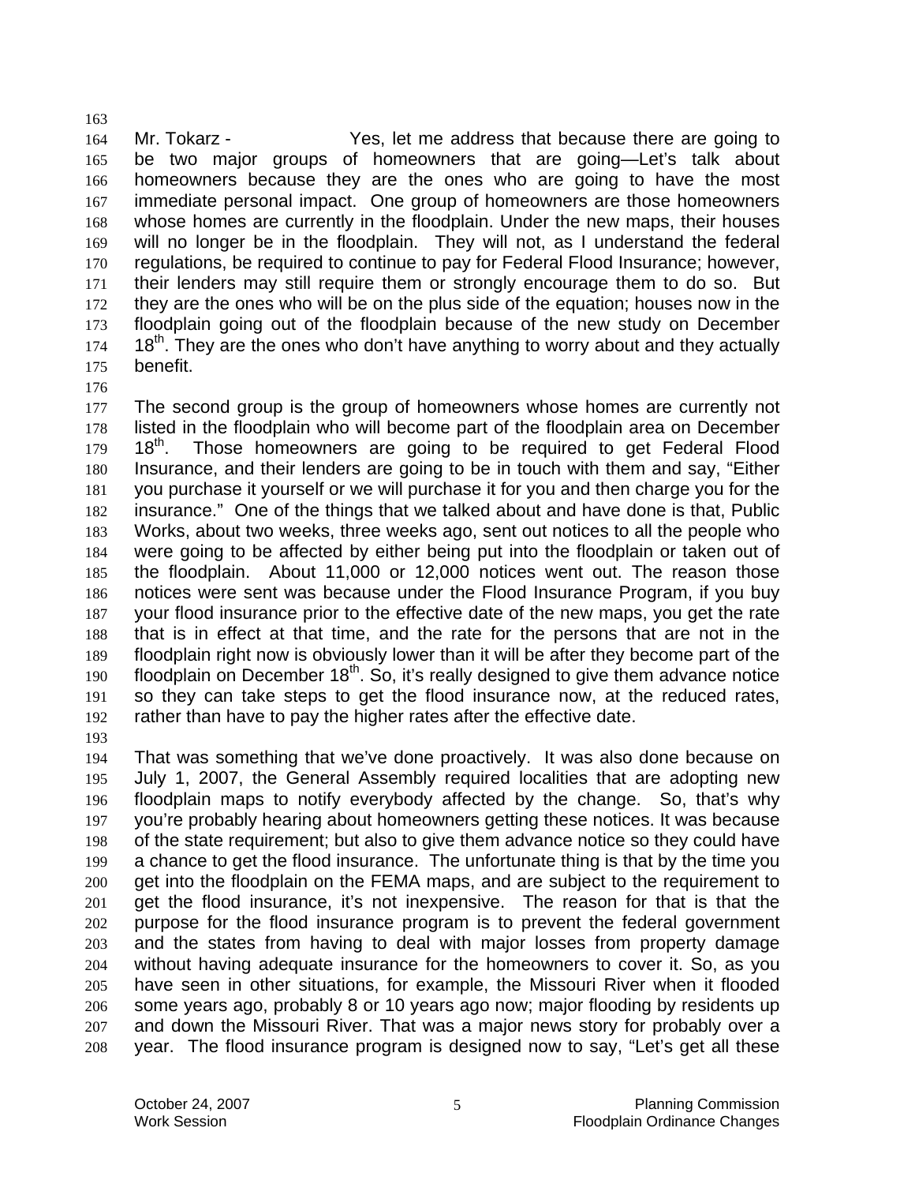Mr. Tokarz - Yes, let me address that because there are going to be two major groups of homeowners that are going—Let's talk about homeowners because they are the ones who are going to have the most immediate personal impact. One group of homeowners are those homeowners whose homes are currently in the floodplain. Under the new maps, their houses will no longer be in the floodplain. They will not, as I understand the federal regulations, be required to continue to pay for Federal Flood Insurance; however, their lenders may still require them or strongly encourage them to do so. But they are the ones who will be on the plus side of the equation; houses now in the floodplain going out of the floodplain because of the new study on December 18th. They are the ones who don't have anything to worry about and they actually benefit.

The second group is the group of homeowners whose homes are currently not listed in the floodplain who will become part of the floodplain area on December 18th. Those homeowners are going to be required to get Federal Flood Insurance, and their lenders are going to be in touch with them and say, "Either you purchase it yourself or we will purchase it for you and then charge you for the insurance." One of the things that we talked about and have done is that, Public Works, about two weeks, three weeks ago, sent out notices to all the people who were going to be affected by either being put into the floodplain or taken out of the floodplain. About 11,000 or 12,000 notices went out. The reason those notices were sent was because under the Flood Insurance Program, if you buy your flood insurance prior to the effective date of the new maps, you get the rate that is in effect at that time, and the rate for the persons that are not in the floodplain right now is obviously lower than it will be after they become part of the floodplain on December 18th. So, it's really designed to give them advance notice so they can take steps to get the flood insurance now, at the reduced rates, rather than have to pay the higher rates after the effective date.

That was something that we've done proactively. It was also done because on July 1, 2007, the General Assembly required localities that are adopting new floodplain maps to notify everybody affected by the change. So, that's why you're probably hearing about homeowners getting these notices. It was because of the state requirement; but also to give them advance notice so they could have a chance to get the flood insurance. The unfortunate thing is that by the time you get into the floodplain on the FEMA maps, and are subject to the requirement to get the flood insurance, it's not inexpensive. The reason for that is that the purpose for the flood insurance program is to prevent the federal government and the states from having to deal with major losses from property damage without having adequate insurance for the homeowners to cover it. So, as you have seen in other situations, for example, the Missouri River when it flooded some years ago, probably 8 or 10 years ago now; major flooding by residents up and down the Missouri River. That was a major news story for probably over a year. The flood insurance program is designed now to say, "Let's get all these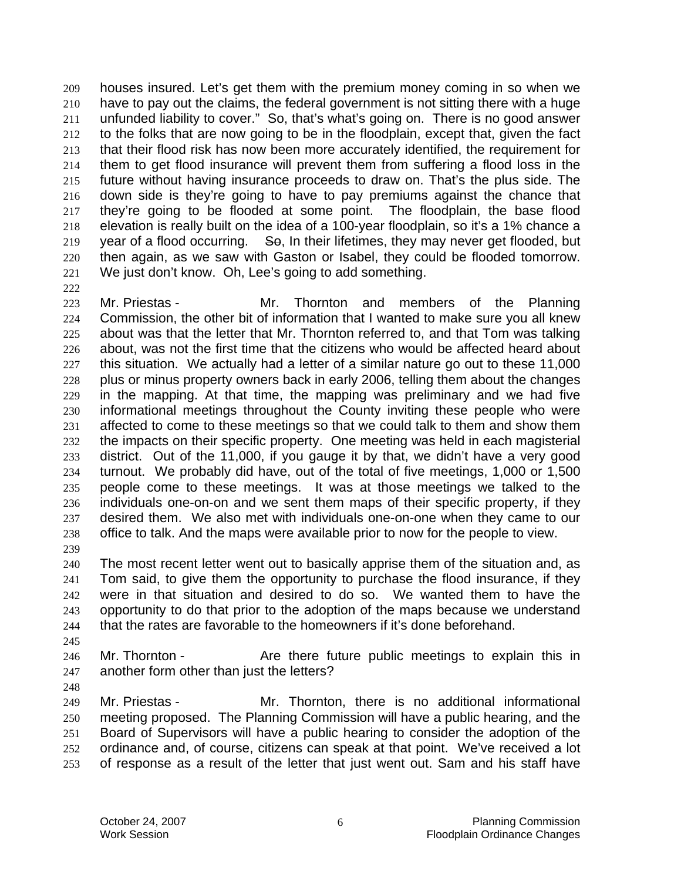houses insured. Let's get them with the premium money coming in so when we have to pay out the claims, the federal government is not sitting there with a huge unfunded liability to cover." So, that's what's going on. There is no good answer to the folks that are now going to be in the floodplain, except that, given the fact that their flood risk has now been more accurately identified, the requirement for them to get flood insurance will prevent them from suffering a flood loss in the future without having insurance proceeds to draw on. That's the plus side. The down side is they're going to have to pay premiums against the chance that they're going to be flooded at some point. The floodplain, the base flood elevation is really built on the idea of a 100-year floodplain, so it's a 1% chance a year of a flood occurring. ~~So~~, In their lifetimes, they may never get flooded, but then again, as we saw with Gaston or Isabel, they could be flooded tomorrow. We just don't know. Oh, Lee's going to add something.

Mr. Priestas - Mr. Thornton and members of the Planning Commission, the other bit of information that I wanted to make sure you all knew about was that the letter that Mr. Thornton referred to, and that Tom was talking about, was not the first time that the citizens who would be affected heard about this situation. We actually had a letter of a similar nature go out to these 11,000 plus or minus property owners back in early 2006, telling them about the changes in the mapping. At that time, the mapping was preliminary and we had five informational meetings throughout the County inviting these people who were affected to come to these meetings so that we could talk to them and show them the impacts on their specific property. One meeting was held in each magisterial district. Out of the 11,000, if you gauge it by that, we didn't have a very good turnout. We probably did have, out of the total of five meetings, 1,000 or 1,500 people come to these meetings. It was at those meetings we talked to the individuals one-on-on and we sent them maps of their specific property, if they desired them. We also met with individuals one-on-one when they came to our office to talk. And the maps were available prior to now for the people to view.

The most recent letter went out to basically apprise them of the situation and, as Tom said, to give them the opportunity to purchase the flood insurance, if they were in that situation and desired to do so. We wanted them to have the opportunity to do that prior to the adoption of the maps because we understand that the rates are favorable to the homeowners if it's done beforehand.

Mr. Thornton - Are there future public meetings to explain this in another form other than just the letters?

Mr. Priestas - Mr. Thornton, there is no additional informational meeting proposed. The Planning Commission will have a public hearing, and the Board of Supervisors will have a public hearing to consider the adoption of the ordinance and, of course, citizens can speak at that point. We've received a lot of response as a result of the letter that just went out. Sam and his staff have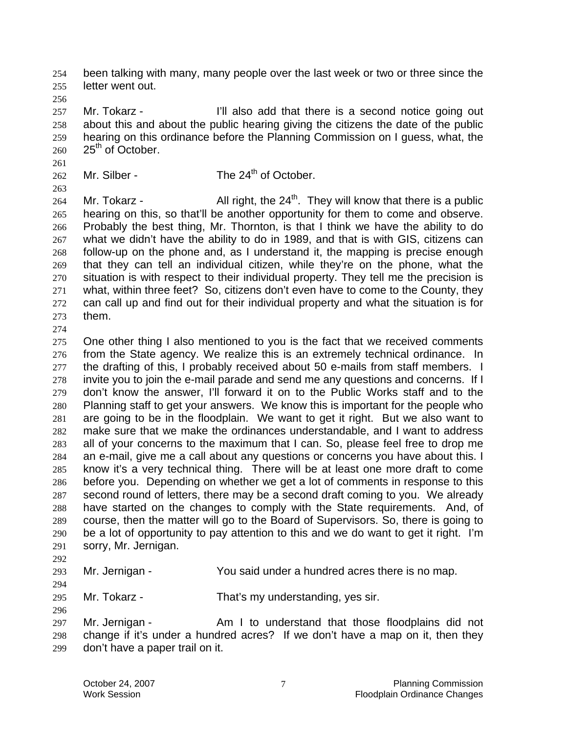been talking with many, many people over the last week or two or three since the letter went out.

Mr. Tokarz - I'll also add that there is a second notice going out about this and about the public hearing giving the citizens the date of the public hearing on this ordinance before the Planning Commission on I guess, what, the 25th of October.

Mr. Silber - The 24th of October.

Mr. Tokarz - All right, the 24th. They will know that there is a public hearing on this, so that'll be another opportunity for them to come and observe. Probably the best thing, Mr. Thornton, is that I think we have the ability to do what we didn't have the ability to do in 1989, and that is with GIS, citizens can follow-up on the phone and, as I understand it, the mapping is precise enough that they can tell an individual citizen, while they're on the phone, what the situation is with respect to their individual property. They tell me the precision is what, within three feet? So, citizens don't even have to come to the County, they can call up and find out for their individual property and what the situation is for them.

One other thing I also mentioned to you is the fact that we received comments from the State agency. We realize this is an extremely technical ordinance. In the drafting of this, I probably received about 50 e-mails from staff members. I invite you to join the e-mail parade and send me any questions and concerns. If I don't know the answer, I'll forward it on to the Public Works staff and to the Planning staff to get your answers. We know this is important for the people who are going to be in the floodplain. We want to get it right. But we also want to make sure that we make the ordinances understandable, and I want to address all of your concerns to the maximum that I can. So, please feel free to drop me an e-mail, give me a call about any questions or concerns you have about this. I know it's a very technical thing. There will be at least one more draft to come before you. Depending on whether we get a lot of comments in response to this second round of letters, there may be a second draft coming to you. We already have started on the changes to comply with the State requirements. And, of course, then the matter will go to the Board of Supervisors. So, there is going to be a lot of opportunity to pay attention to this and we do want to get it right. I'm sorry, Mr. Jernigan.

Mr. Jernigan - You said under a hundred acres there is no map.

Mr. Tokarz - That's my understanding, yes sir.

Mr. Jernigan - Am I to understand that those floodplains did not change if it's under a hundred acres? If we don't have a map on it, then they don't have a paper trail on it.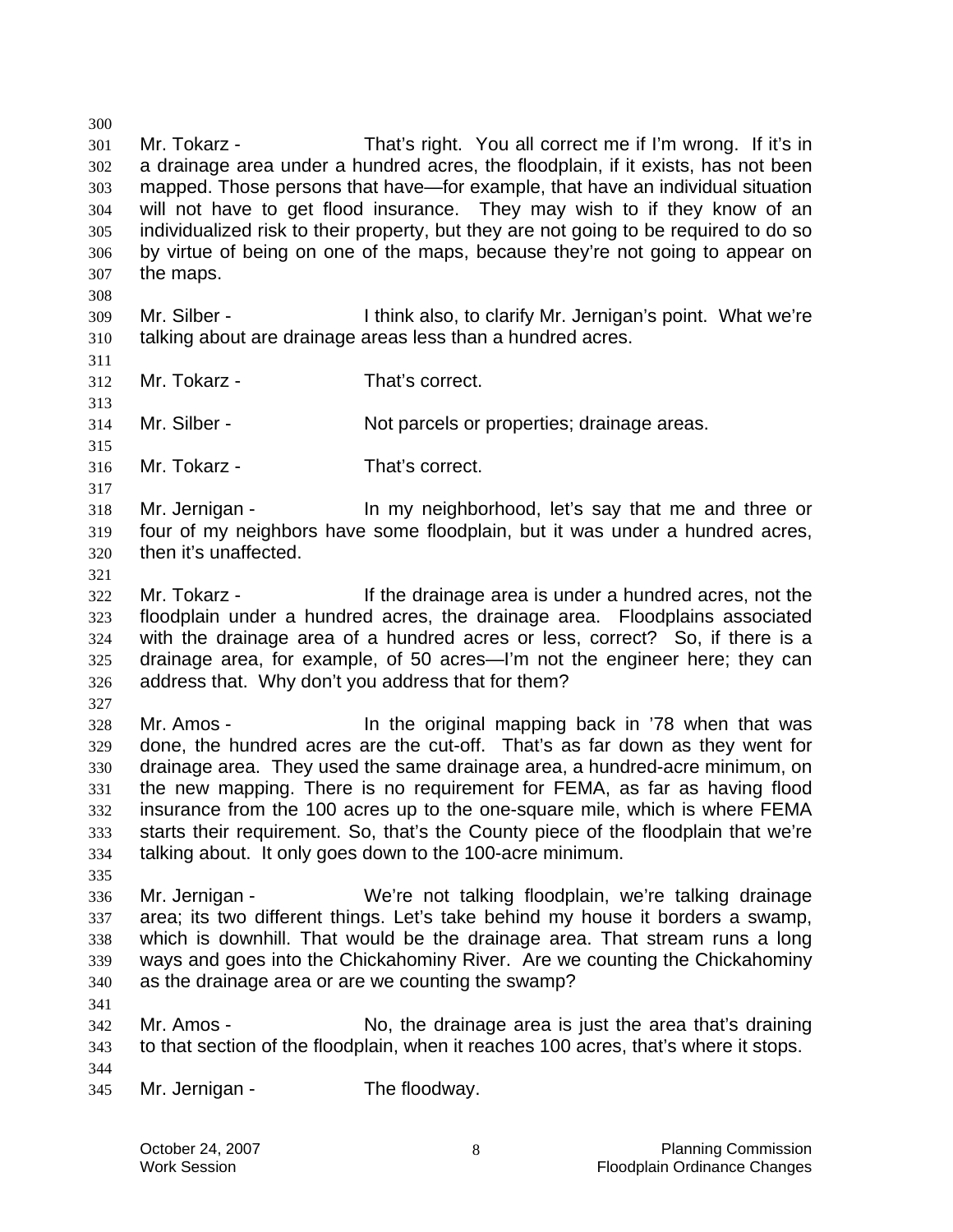Mr. Tokarz - That's right. You all correct me if I'm wrong. If it's in a drainage area under a hundred acres, the floodplain, if it exists, has not been mapped. Those persons that have—for example, that have an individual situation will not have to get flood insurance. They may wish to if they know of an individualized risk to their property, but they are not going to be required to do so by virtue of being on one of the maps, because they're not going to appear on the maps.

Mr. Silber - I think also, to clarify Mr. Jernigan's point. What we're talking about are drainage areas less than a hundred acres.

Mr. Tokarz - That's correct.

Mr. Silber - Not parcels or properties; drainage areas.

Mr. Tokarz - That's correct.

Mr. Jernigan - In my neighborhood, let's say that me and three or four of my neighbors have some floodplain, but it was under a hundred acres, then it's unaffected.

Mr. Tokarz - If the drainage area is under a hundred acres, not the floodplain under a hundred acres, the drainage area. Floodplains associated with the drainage area of a hundred acres or less, correct? So, if there is a drainage area, for example, of 50 acres—I'm not the engineer here; they can address that. Why don't you address that for them?

Mr. Amos - In the original mapping back in '78 when that was done, the hundred acres are the cut-off. That's as far down as they went for drainage area. They used the same drainage area, a hundred-acre minimum, on the new mapping. There is no requirement for FEMA, as far as having flood insurance from the 100 acres up to the one-square mile, which is where FEMA starts their requirement. So, that's the County piece of the floodplain that we're talking about. It only goes down to the 100-acre minimum.

Mr. Jernigan - We're not talking floodplain, we're talking drainage area; its two different things. Let's take behind my house it borders a swamp, which is downhill. That would be the drainage area. That stream runs a long ways and goes into the Chickahominy River. Are we counting the Chickahominy as the drainage area or are we counting the swamp?

Mr. Amos - No, the drainage area is just the area that's draining to that section of the floodplain, when it reaches 100 acres, that's where it stops.

Mr. Jernigan - The floodway.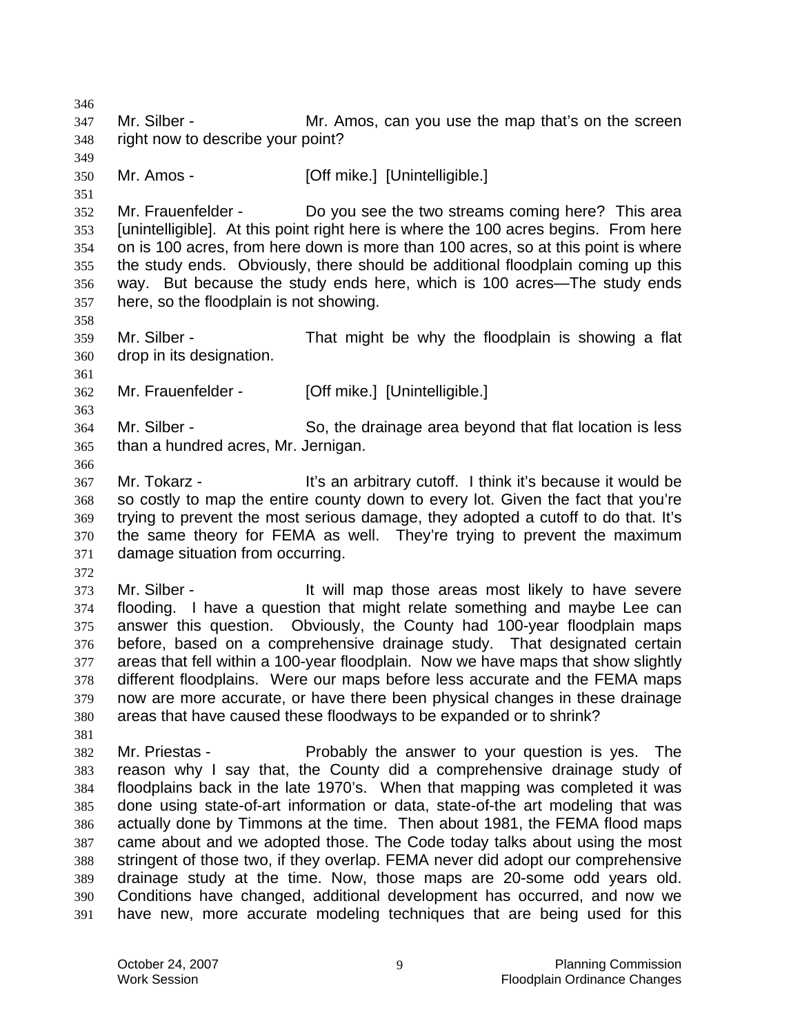Mr. Silber - Mr. Amos, can you use the map that's on the screen right now to describe your point?

Mr. Amos - [Off mike.] [Unintelligible.]

Mr. Frauenfelder - Do you see the two streams coming here? This area [unintelligible]. At this point right here is where the 100 acres begins. From here on is 100 acres, from here down is more than 100 acres, so at this point is where the study ends. Obviously, there should be additional floodplain coming up this way. But because the study ends here, which is 100 acres—The study ends here, so the floodplain is not showing.

Mr. Silber - That might be why the floodplain is showing a flat drop in its designation.

Mr. Frauenfelder - [Off mike.] [Unintelligible.]

Mr. Silber - So, the drainage area beyond that flat location is less than a hundred acres, Mr. Jernigan.

Mr. Tokarz - It's an arbitrary cutoff. I think it's because it would be so costly to map the entire county down to every lot. Given the fact that you're trying to prevent the most serious damage, they adopted a cutoff to do that. It's the same theory for FEMA as well. They're trying to prevent the maximum damage situation from occurring.

Mr. Silber - It will map those areas most likely to have severe flooding. I have a question that might relate something and maybe Lee can answer this question. Obviously, the County had 100-year floodplain maps before, based on a comprehensive drainage study. That designated certain areas that fell within a 100-year floodplain. Now we have maps that show slightly different floodplains. Were our maps before less accurate and the FEMA maps now are more accurate, or have there been physical changes in these drainage areas that have caused these floodways to be expanded or to shrink?

Mr. Priestas - Probably the answer to your question is yes. The reason why I say that, the County did a comprehensive drainage study of floodplains back in the late 1970's. When that mapping was completed it was done using state-of-art information or data, state-of-the art modeling that was actually done by Timmons at the time. Then about 1981, the FEMA flood maps came about and we adopted those. The Code today talks about using the most stringent of those two, if they overlap. FEMA never did adopt our comprehensive drainage study at the time. Now, those maps are 20-some odd years old. Conditions have changed, additional development has occurred, and now we have new, more accurate modeling techniques that are being used for this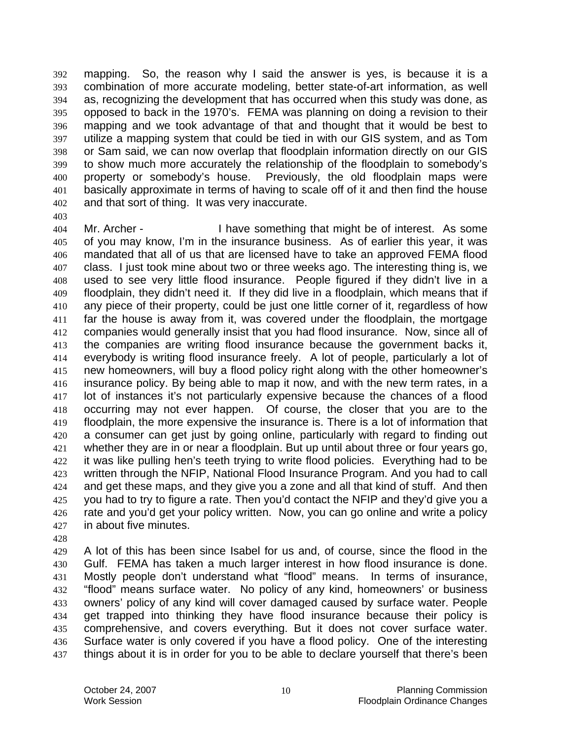mapping. So, the reason why I said the answer is yes, is because it is a combination of more accurate modeling, better state-of-art information, as well as, recognizing the development that has occurred when this study was done, as opposed to back in the 1970's. FEMA was planning on doing a revision to their mapping and we took advantage of that and thought that it would be best to utilize a mapping system that could be tied in with our GIS system, and as Tom or Sam said, we can now overlap that floodplain information directly on our GIS to show much more accurately the relationship of the floodplain to somebody's property or somebody's house. Previously, the old floodplain maps were basically approximate in terms of having to scale off of it and then find the house and that sort of thing. It was very inaccurate.

Mr. Archer - I have something that might be of interest. As some of you may know, I'm in the insurance business. As of earlier this year, it was mandated that all of us that are licensed have to take an approved FEMA flood class. I just took mine about two or three weeks ago. The interesting thing is, we used to see very little flood insurance. People figured if they didn't live in a floodplain, they didn't need it. If they did live in a floodplain, which means that if any piece of their property, could be just one little corner of it, regardless of how far the house is away from it, was covered under the floodplain, the mortgage companies would generally insist that you had flood insurance. Now, since all of the companies are writing flood insurance because the government backs it, everybody is writing flood insurance freely. A lot of people, particularly a lot of new homeowners, will buy a flood policy right along with the other homeowner's insurance policy. By being able to map it now, and with the new term rates, in a lot of instances it's not particularly expensive because the chances of a flood occurring may not ever happen. Of course, the closer that you are to the floodplain, the more expensive the insurance is. There is a lot of information that a consumer can get just by going online, particularly with regard to finding out whether they are in or near a floodplain. But up until about three or four years go, it was like pulling hen's teeth trying to write flood policies. Everything had to be written through the NFIP, National Flood Insurance Program. And you had to call and get these maps, and they give you a zone and all that kind of stuff. And then you had to try to figure a rate. Then you'd contact the NFIP and they'd give you a rate and you'd get your policy written. Now, you can go online and write a policy in about five minutes.

A lot of this has been since Isabel for us and, of course, since the flood in the Gulf. FEMA has taken a much larger interest in how flood insurance is done. Mostly people don't understand what "flood" means. In terms of insurance, "flood" means surface water. No policy of any kind, homeowners' or business owners' policy of any kind will cover damaged caused by surface water. People get trapped into thinking they have flood insurance because their policy is comprehensive, and covers everything. But it does not cover surface water. Surface water is only covered if you have a flood policy. One of the interesting things about it is in order for you to be able to declare yourself that there's been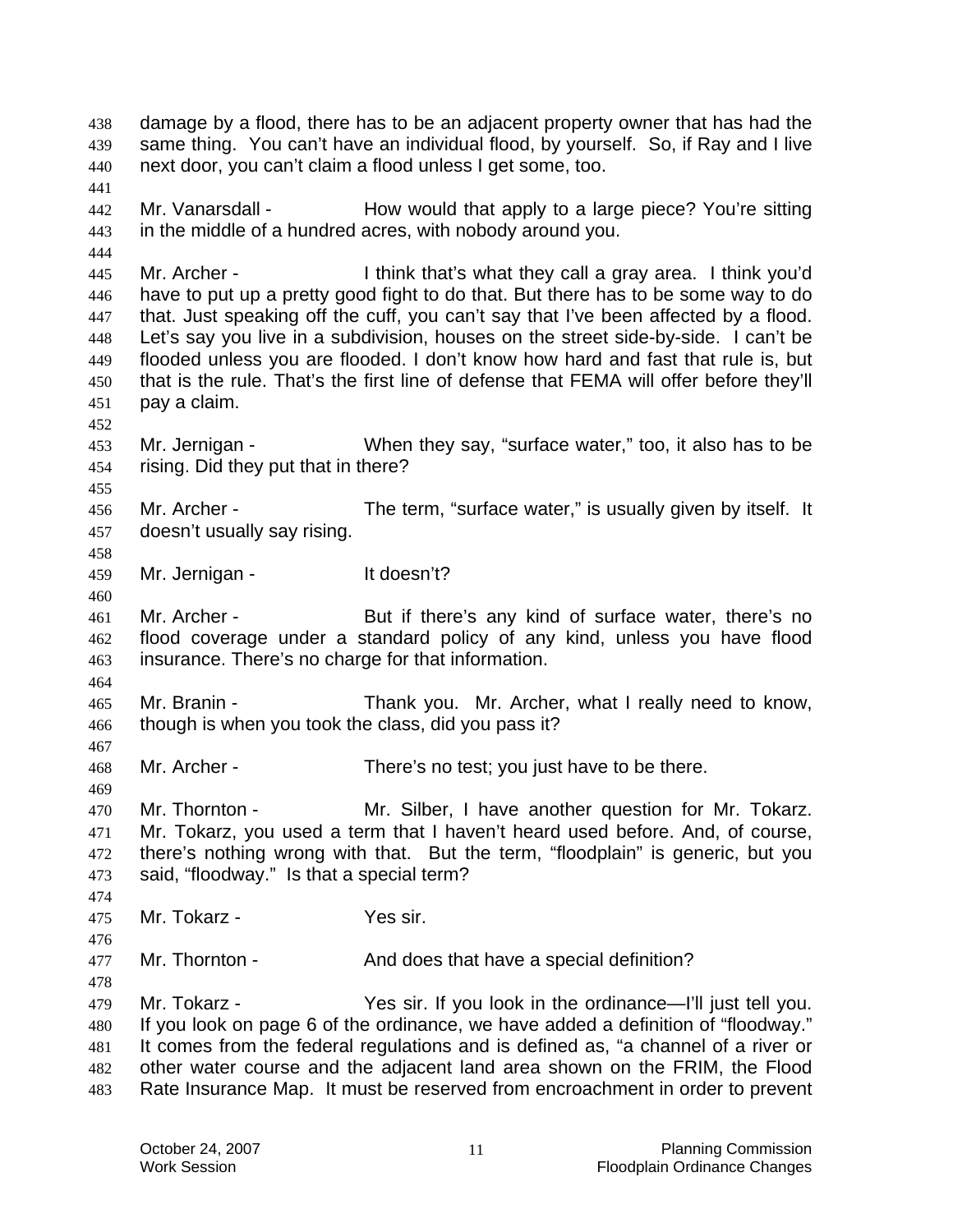damage by a flood, there has to be an adjacent property owner that has had the same thing. You can't have an individual flood, by yourself. So, if Ray and I live next door, you can't claim a flood unless I get some, too.

Mr. Vanarsdall - How would that apply to a large piece? You're sitting in the middle of a hundred acres, with nobody around you.

Mr. Archer - I think that's what they call a gray area. I think you'd have to put up a pretty good fight to do that. But there has to be some way to do that. Just speaking off the cuff, you can't say that I've been affected by a flood. Let's say you live in a subdivision, houses on the street side-by-side. I can't be flooded unless you are flooded. I don't know how hard and fast that rule is, but that is the rule. That's the first line of defense that FEMA will offer before they'll pay a claim.

Mr. Jernigan - When they say, "surface water," too, it also has to be rising. Did they put that in there?

Mr. Archer - The term, "surface water," is usually given by itself. It doesn't usually say rising.

Mr. Jernigan - It doesn't?

Mr. Archer - But if there's any kind of surface water, there's no flood coverage under a standard policy of any kind, unless you have flood insurance. There's no charge for that information.

Mr. Branin - Thank you. Mr. Archer, what I really need to know, though is when you took the class, did you pass it?

Mr. Archer - There's no test; you just have to be there.

Mr. Thornton - Mr. Silber, I have another question for Mr. Tokarz. Mr. Tokarz, you used a term that I haven't heard used before. And, of course, there's nothing wrong with that. But the term, "floodplain" is generic, but you said, "floodway." Is that a special term?

Mr. Tokarz - Yes sir.

Mr. Thornton - And does that have a special definition?

Mr. Tokarz - Yes sir. If you look in the ordinance—I'll just tell you. If you look on page 6 of the ordinance, we have added a definition of "floodway." It comes from the federal regulations and is defined as, "a channel of a river or other water course and the adjacent land area shown on the FRIM, the Flood Rate Insurance Map. It must be reserved from encroachment in order to prevent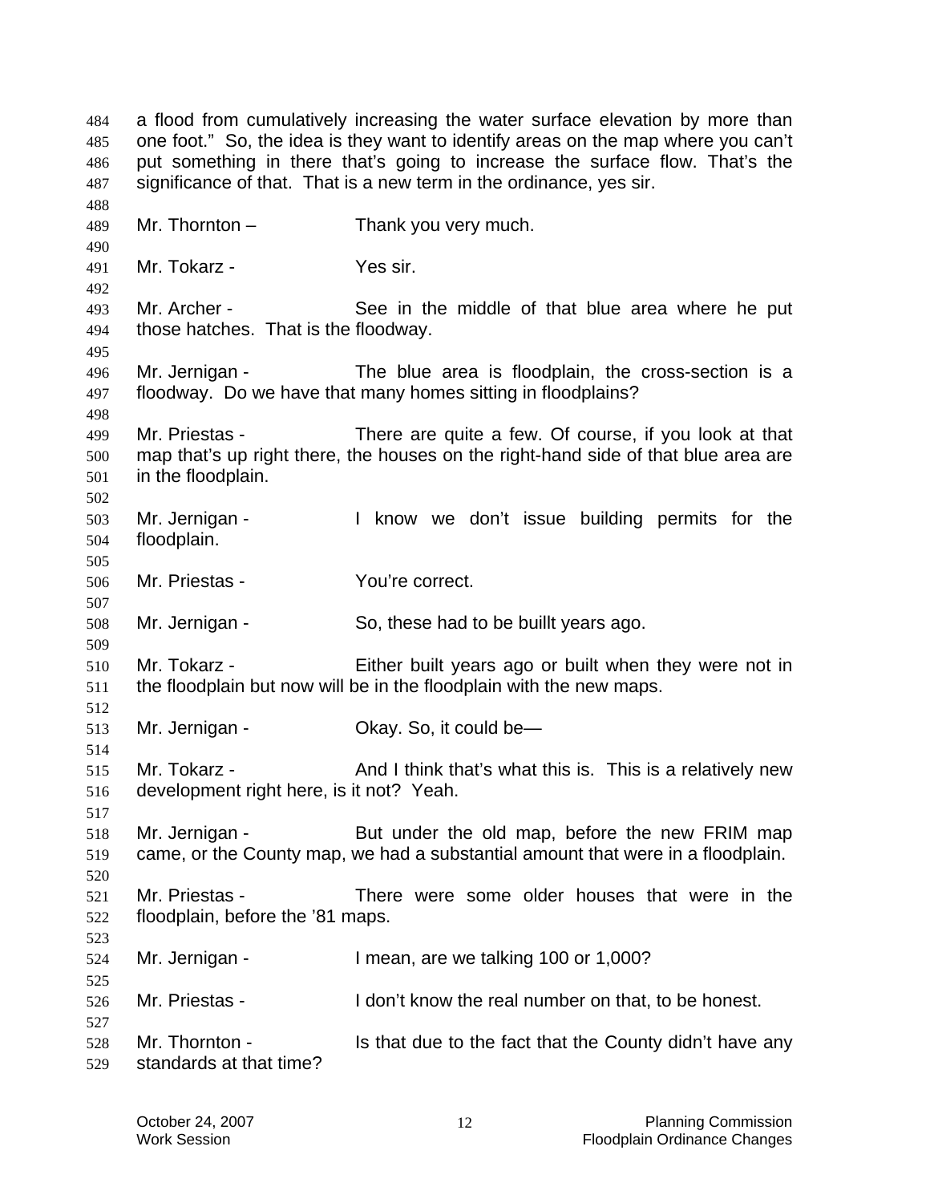a flood from cumulatively increasing the water surface elevation by more than one foot." So, the idea is they want to identify areas on the map where you can't put something in there that's going to increase the surface flow. That's the significance of that. That is a new term in the ordinance, yes sir.

Mr. Thornton – Thank you very much.

Mr. Tokarz - Yes sir.

Mr. Archer - See in the middle of that blue area where he put those hatches. That is the floodway.

Mr. Jernigan - The blue area is floodplain, the cross-section is a floodway. Do we have that many homes sitting in floodplains?

Mr. Priestas - There are quite a few. Of course, if you look at that map that's up right there, the houses on the right-hand side of that blue area are in the floodplain.

Mr. Jernigan - I know we don't issue building permits for the floodplain.

Mr. Priestas - You're correct.

Mr. Jernigan - So, these had to be buillt years ago.

Mr. Tokarz - Either built years ago or built when they were not in the floodplain but now will be in the floodplain with the new maps.

Mr. Jernigan - Okay. So, it could be—

Mr. Tokarz - And I think that's what this is. This is a relatively new development right here, is it not? Yeah.

Mr. Jernigan - But under the old map, before the new FRIM map came, or the County map, we had a substantial amount that were in a floodplain.

Mr. Priestas - There were some older houses that were in the floodplain, before the '81 maps.

Mr. Jernigan - I mean, are we talking 100 or 1,000?

Mr. Priestas - I don't know the real number on that, to be honest.

Mr. Thornton - Is that due to the fact that the County didn't have any standards at that time?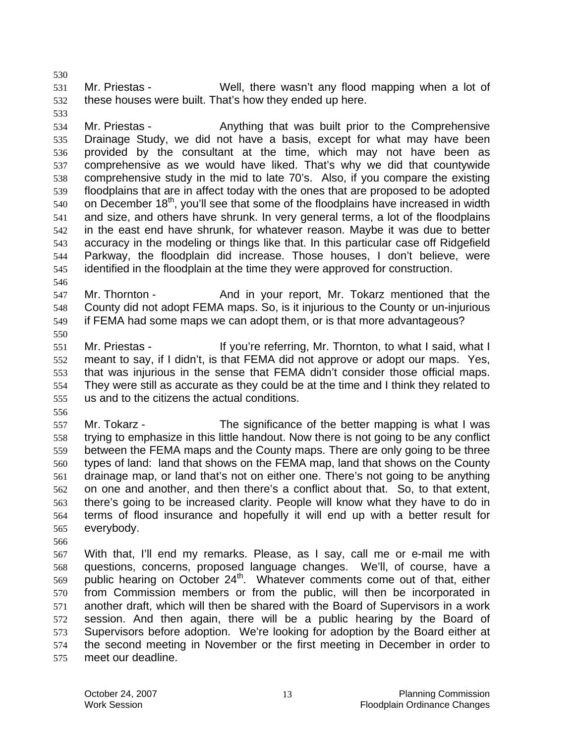Mr. Priestas - Well, there wasn't any flood mapping when a lot of these houses were built. That's how they ended up here.

Mr. Priestas - Anything that was built prior to the Comprehensive Drainage Study, we did not have a basis, except for what may have been provided by the consultant at the time, which may not have been as comprehensive as we would have liked. That's why we did that countywide comprehensive study in the mid to late 70's. Also, if you compare the existing floodplains that are in affect today with the ones that are proposed to be adopted on December 18th, you'll see that some of the floodplains have increased in width and size, and others have shrunk. In very general terms, a lot of the floodplains in the east end have shrunk, for whatever reason. Maybe it was due to better accuracy in the modeling or things like that. In this particular case off Ridgefield Parkway, the floodplain did increase. Those houses, I don't believe, were identified in the floodplain at the time they were approved for construction.

Mr. Thornton - And in your report, Mr. Tokarz mentioned that the County did not adopt FEMA maps. So, is it injurious to the County or un-injurious if FEMA had some maps we can adopt them, or is that more advantageous?

Mr. Priestas - If you're referring, Mr. Thornton, to what I said, what I meant to say, if I didn't, is that FEMA did not approve or adopt our maps. Yes, that was injurious in the sense that FEMA didn't consider those official maps. They were still as accurate as they could be at the time and I think they related to us and to the citizens the actual conditions.

Mr. Tokarz - The significance of the better mapping is what I was trying to emphasize in this little handout. Now there is not going to be any conflict between the FEMA maps and the County maps. There are only going to be three types of land: land that shows on the FEMA map, land that shows on the County drainage map, or land that's not on either one. There's not going to be anything on one and another, and then there's a conflict about that. So, to that extent, there's going to be increased clarity. People will know what they have to do in terms of flood insurance and hopefully it will end up with a better result for everybody.

With that, I'll end my remarks. Please, as I say, call me or e-mail me with questions, concerns, proposed language changes. We'll, of course, have a public hearing on October 24th. Whatever comments come out of that, either from Commission members or from the public, will then be incorporated in another draft, which will then be shared with the Board of Supervisors in a work session. And then again, there will be a public hearing by the Board of Supervisors before adoption. We're looking for adoption by the Board either at the second meeting in November or the first meeting in December in order to meet our deadline.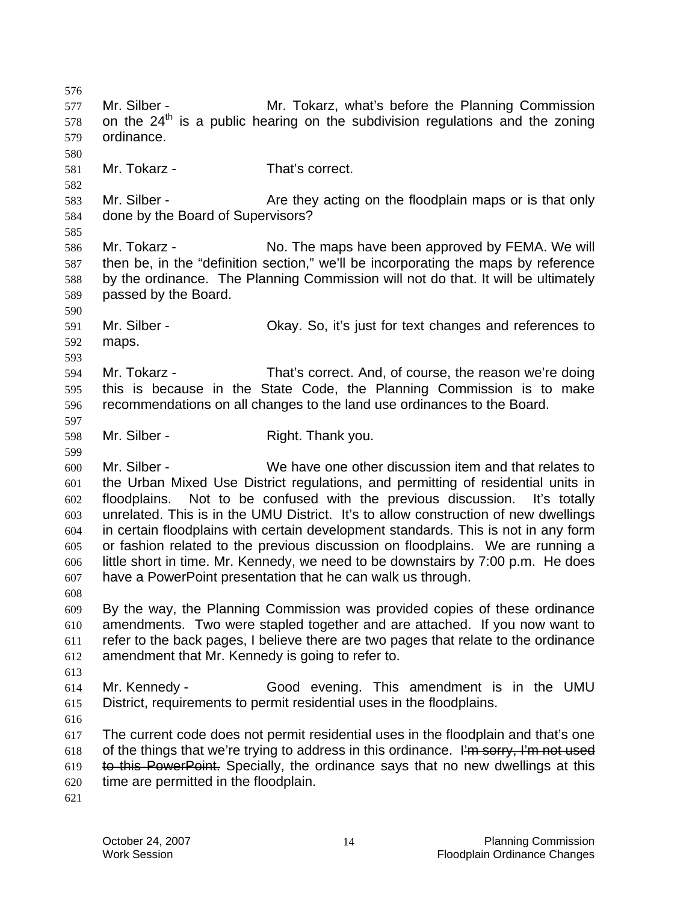Mr. Silber - Mr. Tokarz, what's before the Planning Commission on the 24th is a public hearing on the subdivision regulations and the zoning ordinance.

Mr. Tokarz - That's correct.

Mr. Silber - Are they acting on the floodplain maps or is that only done by the Board of Supervisors?

Mr. Tokarz - No. The maps have been approved by FEMA. We will then be, in the "definition section," we'll be incorporating the maps by reference by the ordinance. The Planning Commission will not do that. It will be ultimately passed by the Board.

Mr. Silber - Okay. So, it's just for text changes and references to maps.

Mr. Tokarz - That's correct. And, of course, the reason we're doing this is because in the State Code, the Planning Commission is to make recommendations on all changes to the land use ordinances to the Board.

Mr. Silber - Right. Thank you.

Mr. Silber - We have one other discussion item and that relates to the Urban Mixed Use District regulations, and permitting of residential units in floodplains. Not to be confused with the previous discussion. It's totally unrelated. This is in the UMU District. It's to allow construction of new dwellings in certain floodplains with certain development standards. This is not in any form or fashion related to the previous discussion on floodplains. We are running a little short in time. Mr. Kennedy, we need to be downstairs by 7:00 p.m. He does have a PowerPoint presentation that he can walk us through.

By the way, the Planning Commission was provided copies of these ordinance amendments. Two were stapled together and are attached. If you now want to refer to the back pages, I believe there are two pages that relate to the ordinance amendment that Mr. Kennedy is going to refer to.

Mr. Kennedy - Good evening. This amendment is in the UMU District, requirements to permit residential uses in the floodplains.

The current code does not permit residential uses in the floodplain and that's one of the things that we're trying to address in this ordinance. I~~'m sorry, I'm not used to this PowerPoint.~~ Specially, the ordinance says that no new dwellings at this time are permitted in the floodplain.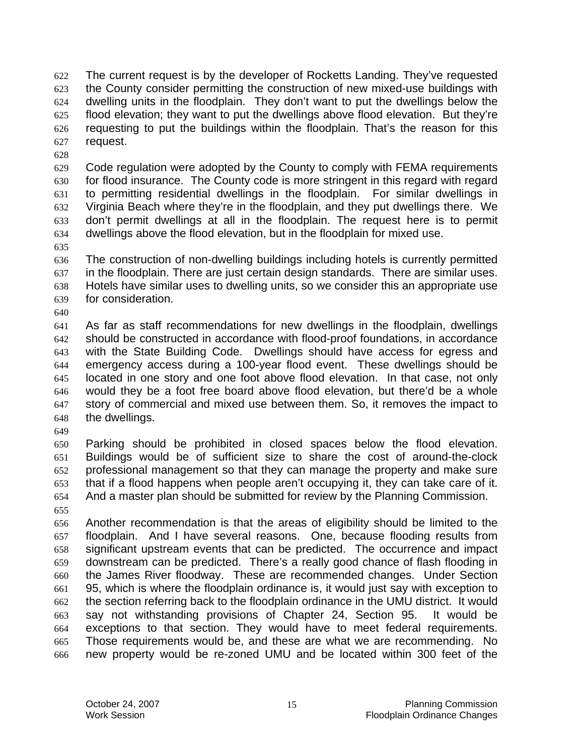The current request is by the developer of Rocketts Landing. They've requested the County consider permitting the construction of new mixed-use buildings with dwelling units in the floodplain. They don't want to put the dwellings below the flood elevation; they want to put the dwellings above flood elevation. But they're requesting to put the buildings within the floodplain. That's the reason for this request.

Code regulation were adopted by the County to comply with FEMA requirements for flood insurance. The County code is more stringent in this regard with regard to permitting residential dwellings in the floodplain. For similar dwellings in Virginia Beach where they're in the floodplain, and they put dwellings there. We don't permit dwellings at all in the floodplain. The request here is to permit dwellings above the flood elevation, but in the floodplain for mixed use.

The construction of non-dwelling buildings including hotels is currently permitted in the floodplain. There are just certain design standards. There are similar uses. Hotels have similar uses to dwelling units, so we consider this an appropriate use for consideration.

As far as staff recommendations for new dwellings in the floodplain, dwellings should be constructed in accordance with flood-proof foundations, in accordance with the State Building Code. Dwellings should have access for egress and emergency access during a 100-year flood event. These dwellings should be located in one story and one foot above flood elevation. In that case, not only would they be a foot free board above flood elevation, but there'd be a whole story of commercial and mixed use between them. So, it removes the impact to the dwellings.

Parking should be prohibited in closed spaces below the flood elevation. Buildings would be of sufficient size to share the cost of around-the-clock professional management so that they can manage the property and make sure that if a flood happens when people aren't occupying it, they can take care of it. And a master plan should be submitted for review by the Planning Commission.

Another recommendation is that the areas of eligibility should be limited to the floodplain. And I have several reasons. One, because flooding results from significant upstream events that can be predicted. The occurrence and impact downstream can be predicted. There's a really good chance of flash flooding in the James River floodway. These are recommended changes. Under Section 95, which is where the floodplain ordinance is, it would just say with exception to the section referring back to the floodplain ordinance in the UMU district. It would say not withstanding provisions of Chapter 24, Section 95. It would be exceptions to that section. They would have to meet federal requirements. Those requirements would be, and these are what we are recommending. No new property would be re-zoned UMU and be located within 300 feet of the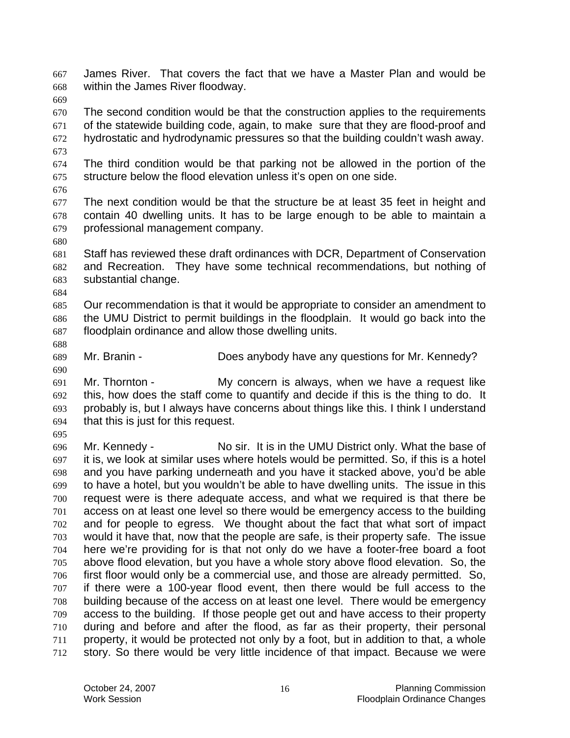James River. That covers the fact that we have a Master Plan and would be within the James River floodway.

The second condition would be that the construction applies to the requirements of the statewide building code, again, to make sure that they are flood-proof and hydrostatic and hydrodynamic pressures so that the building couldn't wash away.

The third condition would be that parking not be allowed in the portion of the structure below the flood elevation unless it's open on one side.

The next condition would be that the structure be at least 35 feet in height and contain 40 dwelling units. It has to be large enough to be able to maintain a professional management company.

Staff has reviewed these draft ordinances with DCR, Department of Conservation and Recreation. They have some technical recommendations, but nothing of substantial change.

Our recommendation is that it would be appropriate to consider an amendment to the UMU District to permit buildings in the floodplain. It would go back into the floodplain ordinance and allow those dwelling units.

Mr. Branin - Does anybody have any questions for Mr. Kennedy?

Mr. Thornton - My concern is always, when we have a request like this, how does the staff come to quantify and decide if this is the thing to do. It probably is, but I always have concerns about things like this. I think I understand that this is just for this request.

Mr. Kennedy - No sir. It is in the UMU District only. What the base of it is, we look at similar uses where hotels would be permitted. So, if this is a hotel and you have parking underneath and you have it stacked above, you'd be able to have a hotel, but you wouldn't be able to have dwelling units. The issue in this request were is there adequate access, and what we required is that there be access on at least one level so there would be emergency access to the building and for people to egress. We thought about the fact that what sort of impact would it have that, now that the people are safe, is their property safe. The issue here we're providing for is that not only do we have a footer-free board a foot above flood elevation, but you have a whole story above flood elevation. So, the first floor would only be a commercial use, and those are already permitted. So, if there were a 100-year flood event, then there would be full access to the building because of the access on at least one level. There would be emergency access to the building. If those people get out and have access to their property during and before and after the flood, as far as their property, their personal property, it would be protected not only by a foot, but in addition to that, a whole story. So there would be very little incidence of that impact. Because we were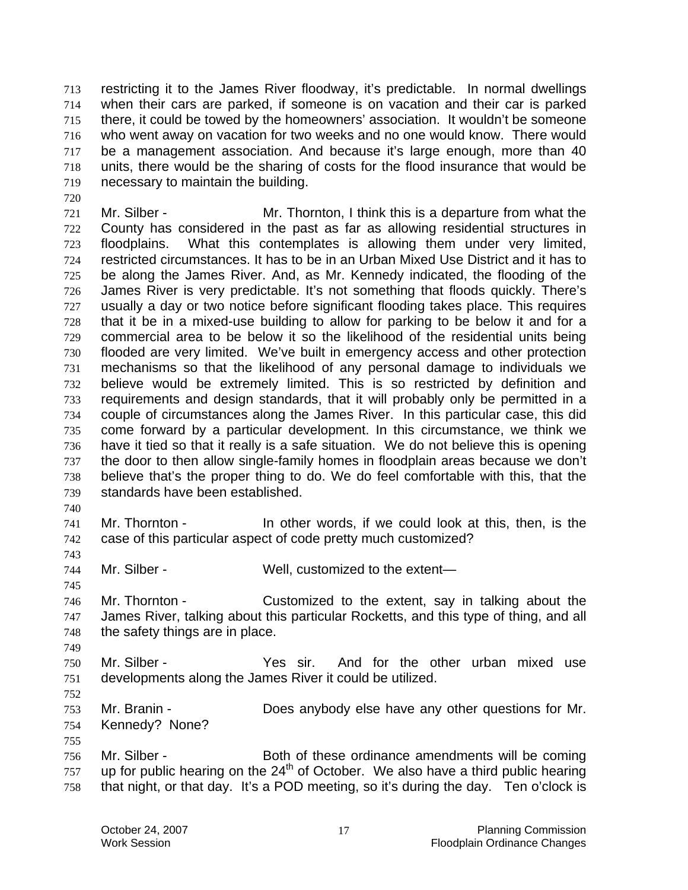restricting it to the James River floodway, it's predictable. In normal dwellings when their cars are parked, if someone is on vacation and their car is parked there, it could be towed by the homeowners' association. It wouldn't be someone who went away on vacation for two weeks and no one would know. There would be a management association. And because it's large enough, more than 40 units, there would be the sharing of costs for the flood insurance that would be necessary to maintain the building.

Mr. Silber - Mr. Thornton, I think this is a departure from what the County has considered in the past as far as allowing residential structures in floodplains. What this contemplates is allowing them under very limited, restricted circumstances. It has to be in an Urban Mixed Use District and it has to be along the James River. And, as Mr. Kennedy indicated, the flooding of the James River is very predictable. It's not something that floods quickly. There's usually a day or two notice before significant flooding takes place. This requires that it be in a mixed-use building to allow for parking to be below it and for a commercial area to be below it so the likelihood of the residential units being flooded are very limited. We've built in emergency access and other protection mechanisms so that the likelihood of any personal damage to individuals we believe would be extremely limited. This is so restricted by definition and requirements and design standards, that it will probably only be permitted in a couple of circumstances along the James River. In this particular case, this did come forward by a particular development. In this circumstance, we think we have it tied so that it really is a safe situation. We do not believe this is opening the door to then allow single-family homes in floodplain areas because we don't believe that's the proper thing to do. We do feel comfortable with this, that the standards have been established.

Mr. Thornton - In other words, if we could look at this, then, is the case of this particular aspect of code pretty much customized?

Mr. Silber - Well, customized to the extent—

Mr. Thornton - Customized to the extent, say in talking about the James River, talking about this particular Rocketts, and this type of thing, and all the safety things are in place.

Mr. Silber - Yes sir. And for the other urban mixed use developments along the James River it could be utilized.

Mr. Branin - Does anybody else have any other questions for Mr. Kennedy? None?

Mr. Silber - Both of these ordinance amendments will be coming up for public hearing on the 24th of October. We also have a third public hearing that night, or that day. It's a POD meeting, so it's during the day. Ten o'clock is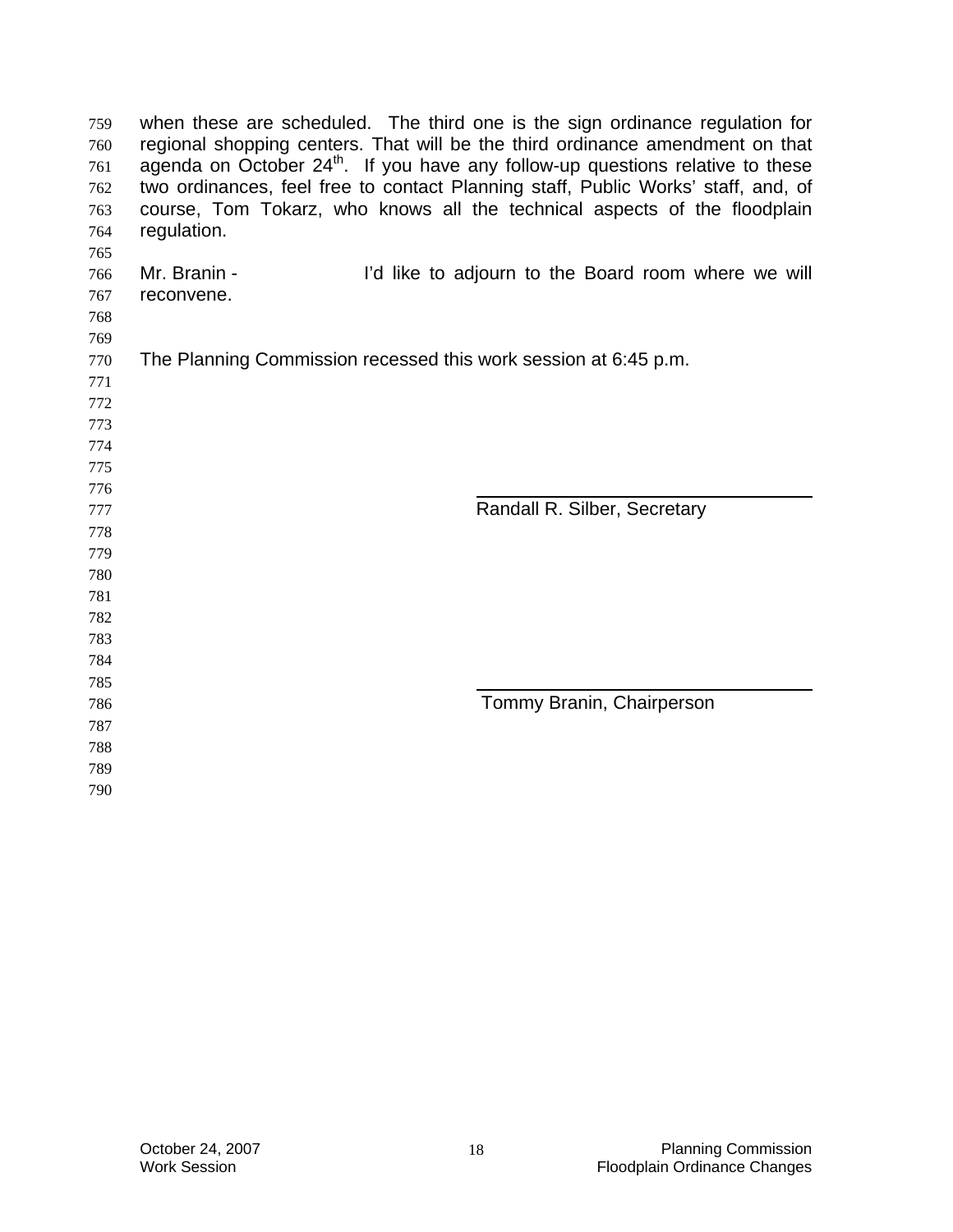when these are scheduled. The third one is the sign ordinance regulation for regional shopping centers. That will be the third ordinance amendment on that agenda on October 24th. If you have any follow-up questions relative to these two ordinances, feel free to contact Planning staff, Public Works' staff, and, of course, Tom Tokarz, who knows all the technical aspects of the floodplain regulation.

Mr. Branin - I'd like to adjourn to the Board room where we will reconvene.

The Planning Commission recessed this work session at 6:45 p.m.

Randall R. Silber, Secretary

Tommy Branin, Chairperson